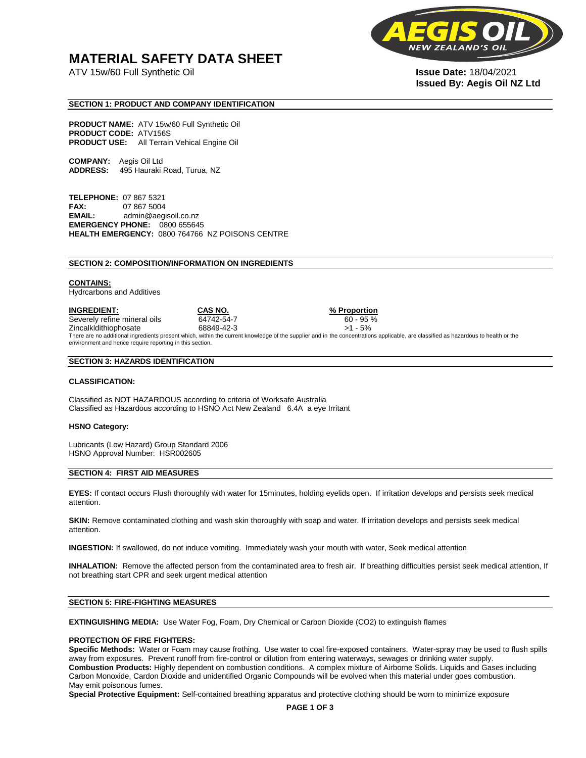# MATERIAL SAFETY DATA SHEET

ATV 15w/60 Full Synthetic Oil

**Issue Date:** 18/04/2021
**Issued By: Aegis Oil NZ Ltd**

## SECTION 1: PRODUCT AND COMPANY IDENTIFICATION

**PRODUCT NAME:** ATV 15w/60 Full Synthetic Oil
**PRODUCT CODE:** ATV156S
**PRODUCT USE:** All Terrain Vehical Engine Oil

**COMPANY:** Aegis Oil Ltd
**ADDRESS:** 495 Hauraki Road, Turua, NZ

**TELEPHONE:** 07 867 5321
**FAX:** 07 867 5004
**EMAIL:** admin@aegisoil.co.nz
**EMERGENCY PHONE:** 0800 655645
**HEALTH EMERGENCY:** 0800 764766 NZ POISONS CENTRE

## SECTION 2: COMPOSITION/INFORMATION ON INGREDIENTS

**CONTAINS:**
Hydrcarbons and Additives

| INGREDIENT: | CAS NO. | % Proportion |
|---|---|---|
| Severely refine mineral oils | 64742-54-7 | 60 - 95 % |
| Zincalkldithiophosate | 68849-42-3 | >1 - 5% |

There are no additional ingredients present which, within the current knowledge of the supplier and in the concentrations applicable, are classified as hazardous to health or the environment and hence require reporting in this section.

## SECTION 3: HAZARDS IDENTIFICATION

**CLASSIFICATION:**

Classified as NOT HAZARDOUS according to criteria of Worksafe Australia
Classified as Hazardous according to HSNO Act New Zealand 6.4A a eye Irritant

**HSNO Category:**

Lubricants (Low Hazard) Group Standard 2006
HSNO Approval Number: HSR002605

## SECTION 4: FIRST AID MEASURES

**EYES:** If contact occurs Flush thoroughly with water for 15minutes, holding eyelids open. If irritation develops and persists seek medical attention.

**SKIN:** Remove contaminated clothing and wash skin thoroughly with soap and water. If irritation develops and persists seek medical attention.

**INGESTION:** If swallowed, do not induce vomiting. Immediately wash your mouth with water, Seek medical attention

**INHALATION:** Remove the affected person from the contaminated area to fresh air. If breathing difficulties persist seek medical attention, If not breathing start CPR and seek urgent medical attention

## SECTION 5: FIRE-FIGHTING MEASURES

**EXTINGUISHING MEDIA:** Use Water Fog, Foam, Dry Chemical or Carbon Dioxide ($CO_2$) to extinguish flames

**PROTECTION OF FIRE FIGHTERS:**
**Specific Methods:** Water or Foam may cause frothing. Use water to coal fire-exposed containers. Water-spray may be used to flush spills away from exposures. Prevent runoff from fire-control or dilution from entering waterways, sewages or drinking water supply.
**Combustion Products:** Highly dependent on combustion conditions. A complex mixture of Airborne Solids. Liquids and Gases including Carbon Monoxide, Cardon Dioxide and unidentified Organic Compounds will be evolved when this material under goes combustion. May emit poisonous fumes.
**Special Protective Equipment:** Self-contained breathing apparatus and protective clothing should be worn to minimize exposure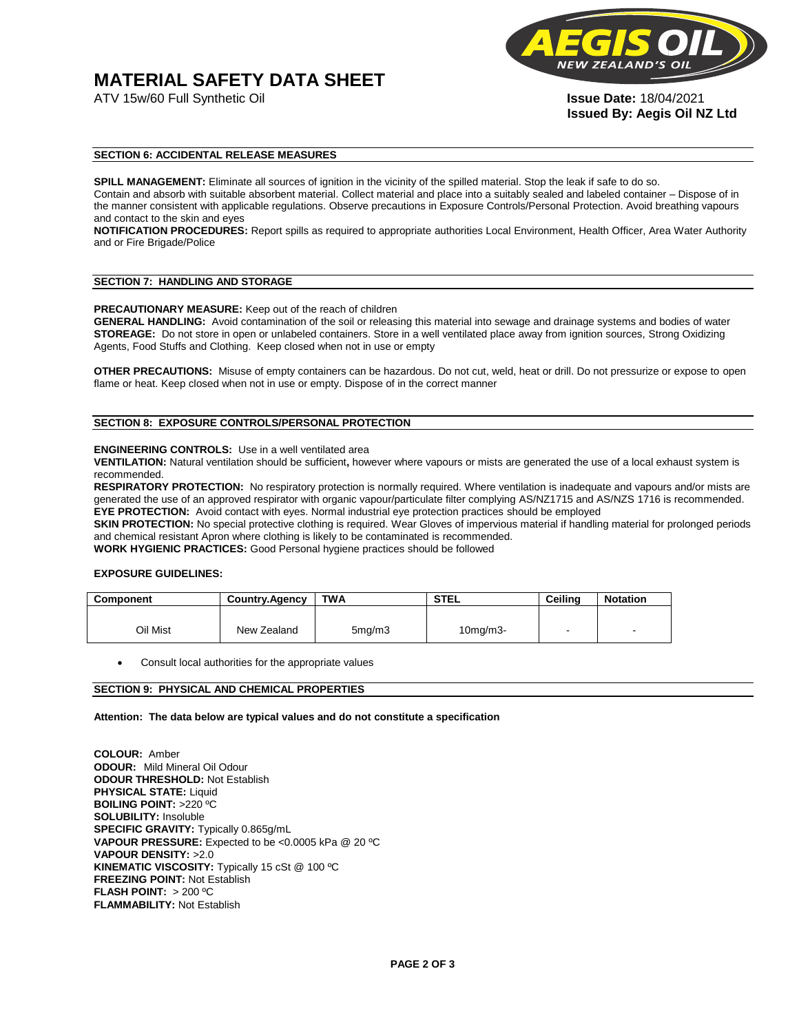# MATERIAL SAFETY DATA SHEET

ATV 15w/60 Full Synthetic Oil

**Issue Date:** 18/04/2021
**Issued By: Aegis Oil NZ Ltd**

## SECTION 6: ACCIDENTAL RELEASE MEASURES

**SPILL MANAGEMENT:** Eliminate all sources of ignition in the vicinity of the spilled material. Stop the leak if safe to do so. Contain and absorb with suitable absorbent material. Collect material and place into a suitably sealed and labeled container – Dispose of in the manner consistent with applicable regulations. Observe precautions in Exposure Controls/Personal Protection. Avoid breathing vapours and contact to the skin and eyes

**NOTIFICATION PROCEDURES:** Report spills as required to appropriate authorities Local Environment, Health Officer, Area Water Authority and or Fire Brigade/Police

## SECTION 7: HANDLING AND STORAGE

**PRECAUTIONARY MEASURE:** Keep out of the reach of children

**GENERAL HANDLING:** Avoid contamination of the soil or releasing this material into sewage and drainage systems and bodies of water

**STOREAGE:** Do not store in open or unlabeled containers. Store in a well ventilated place away from ignition sources, Strong Oxidizing Agents, Food Stuffs and Clothing. Keep closed when not in use or empty

**OTHER PRECAUTIONS:** Misuse of empty containers can be hazardous. Do not cut, weld, heat or drill. Do not pressurize or expose to open flame or heat. Keep closed when not in use or empty. Dispose of in the correct manner

## SECTION 8: EXPOSURE CONTROLS/PERSONAL PROTECTION

**ENGINEERING CONTROLS:** Use in a well ventilated area

**VENTILATION:** Natural ventilation should be sufficient**,** however where vapours or mists are generated the use of a local exhaust system is recommended.

**RESPIRATORY PROTECTION:** No respiratory protection is normally required. Where ventilation is inadequate and vapours and/or mists are generated the use of an approved respirator with organic vapour/particulate filter complying AS/NZ1715 and AS/NZS 1716 is recommended.

**EYE PROTECTION:** Avoid contact with eyes. Normal industrial eye protection practices should be employed

**SKIN PROTECTION:** No special protective clothing is required. Wear Gloves of impervious material if handling material for prolonged periods and chemical resistant Apron where clothing is likely to be contaminated is recommended.

**WORK HYGIENIC PRACTICES:** Good Personal hygiene practices should be followed

**EXPOSURE GUIDELINES:**

| Component | Country.Agency | TWA | STEL | Ceiling | Notation |
|---|---|---|---|---|---|
| Oil Mist | New Zealand | 5mg/m3 | 10mg/m3- | - | - |

- Consult local authorities for the appropriate values

## SECTION 9: PHYSICAL AND CHEMICAL PROPERTIES

**Attention: The data below are typical values and do not constitute a specification**

**COLOUR:** Amber
**ODOUR:** Mild Mineral Oil Odour
**ODOUR THRESHOLD:** Not Establish
**PHYSICAL STATE:** Liquid
**BOILING POINT:** >220 ºC
**SOLUBILITY:** Insoluble
**SPECIFIC GRAVITY:** Typically 0.865g/mL
**VAPOUR PRESSURE:** Expected to be <0.0005 kPa @ 20 ºC
**VAPOUR DENSITY:** >2.0
**KINEMATIC VISCOSITY:** Typically 15 cSt @ 100 ºC
**FREEZING POINT:** Not Establish
**FLASH POINT:** > 200 ºC
**FLAMMABILITY:** Not Establish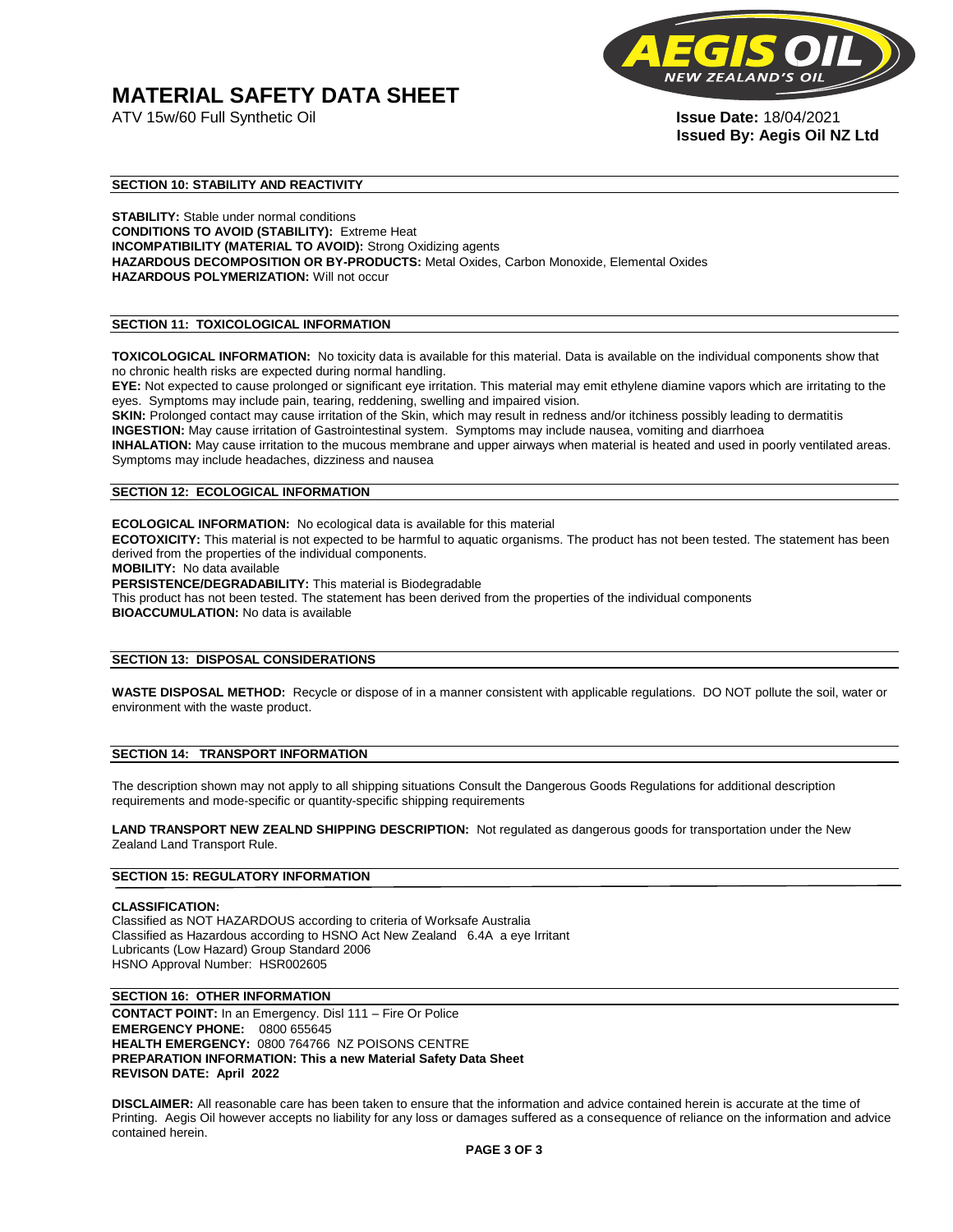# MATERIAL SAFETY DATA SHEET

ATV 15w/60 Full Synthetic Oil

**Issue Date:** 18/04/2021
**Issued By: Aegis Oil NZ Ltd**

## SECTION 10: STABILITY AND REACTIVITY

**STABILITY:** Stable under normal conditions
**CONDITIONS TO AVOID (STABILITY):** Extreme Heat
**INCOMPATIBILITY (MATERIAL TO AVOID):** Strong Oxidizing agents
**HAZARDOUS DECOMPOSITION OR BY-PRODUCTS:** Metal Oxides, Carbon Monoxide, Elemental Oxides
**HAZARDOUS POLYMERIZATION:** Will not occur

## SECTION 11: TOXICOLOGICAL INFORMATION

**TOXICOLOGICAL INFORMATION:** No toxicity data is available for this material. Data is available on the individual components show that no chronic health risks are expected during normal handling.
**EYE:** Not expected to cause prolonged or significant eye irritation. This material may emit ethylene diamine vapors which are irritating to the eyes. Symptoms may include pain, tearing, reddening, swelling and impaired vision.
**SKIN:** Prolonged contact may cause irritation of the Skin, which may result in redness and/or itchiness possibly leading to dermatitis
**INGESTION:** May cause irritation of Gastrointestinal system. Symptoms may include nausea, vomiting and diarrhoea
**INHALATION:** May cause irritation to the mucous membrane and upper airways when material is heated and used in poorly ventilated areas. Symptoms may include headaches, dizziness and nausea

## SECTION 12: ECOLOGICAL INFORMATION

**ECOLOGICAL INFORMATION:** No ecological data is available for this material
**ECOTOXICITY:** This material is not expected to be harmful to aquatic organisms. The product has not been tested. The statement has been derived from the properties of the individual components.
**MOBILITY:** No data available
**PERSISTENCE/DEGRADABILITY:** This material is Biodegradable
This product has not been tested. The statement has been derived from the properties of the individual components
**BIOACCUMULATION:** No data is available

## SECTION 13: DISPOSAL CONSIDERATIONS

**WASTE DISPOSAL METHOD:** Recycle or dispose of in a manner consistent with applicable regulations. DO NOT pollute the soil, water or environment with the waste product.

## SECTION 14: TRANSPORT INFORMATION

The description shown may not apply to all shipping situations Consult the Dangerous Goods Regulations for additional description requirements and mode-specific or quantity-specific shipping requirements

**LAND TRANSPORT NEW ZEALND SHIPPING DESCRIPTION:** Not regulated as dangerous goods for transportation under the New Zealand Land Transport Rule.

## SECTION 15: REGULATORY INFORMATION

**CLASSIFICATION:**
Classified as NOT HAZARDOUS according to criteria of Worksafe Australia
Classified as Hazardous according to HSNO Act New Zealand 6.4A a eye Irritant
Lubricants (Low Hazard) Group Standard 2006
HSNO Approval Number: HSR002605

## SECTION 16: OTHER INFORMATION

**CONTACT POINT:** In an Emergency. Disl 111 – Fire Or Police
**EMERGENCY PHONE:** 0800 655645
**HEALTH EMERGENCY:** 0800 764766 NZ POISONS CENTRE
**PREPARATION INFORMATION: This a new Material Safety Data Sheet**
**REVISON DATE: April 2022**

**DISCLAIMER:** All reasonable care has been taken to ensure that the information and advice contained herein is accurate at the time of Printing. Aegis Oil however accepts no liability for any loss or damages suffered as a consequence of reliance on the information and advice contained herein.